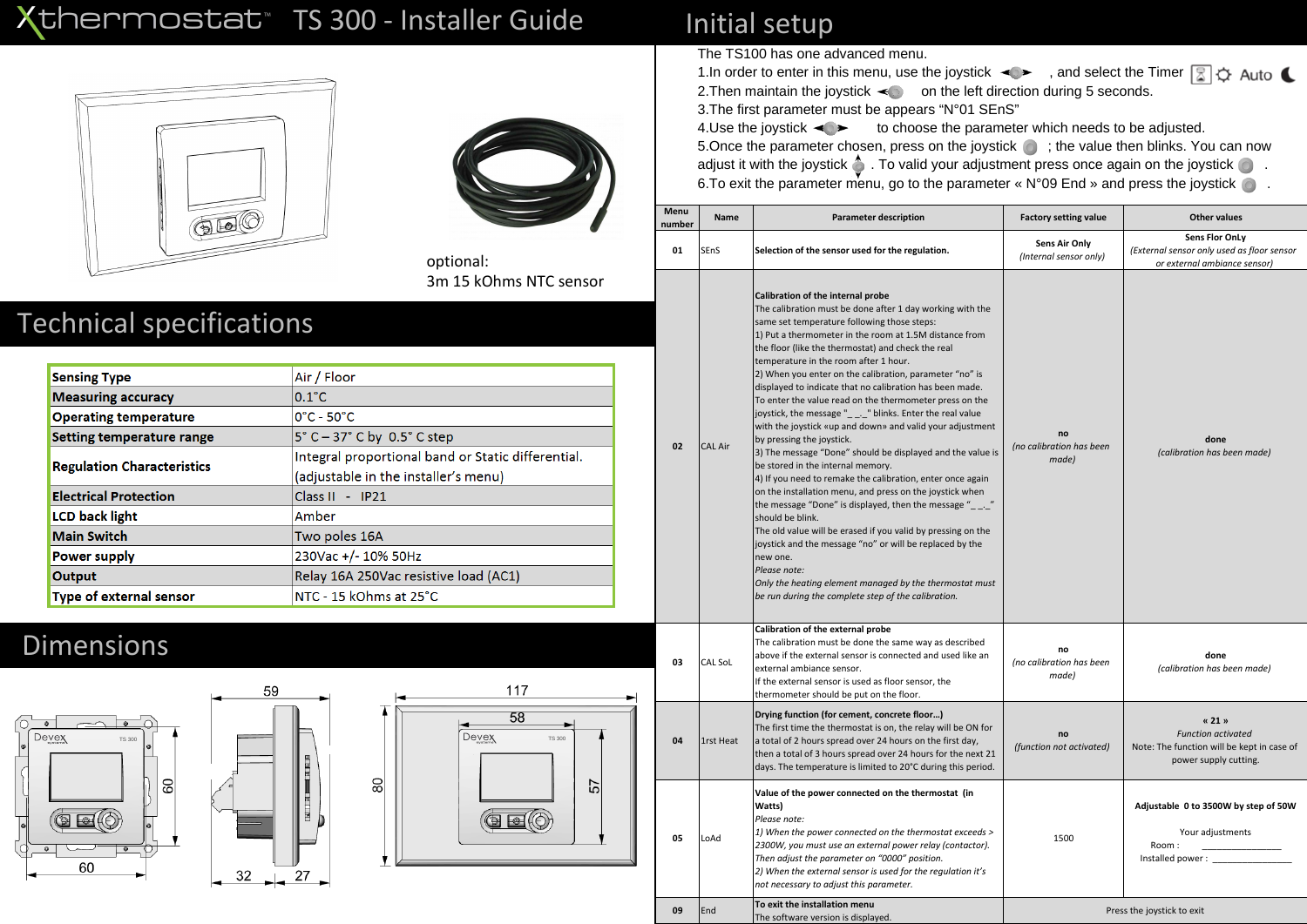# Xthermostat™ TS 300 - Installer Guide

optional:
3m 15 kOhms NTC sensor

## Technical specifications

| | |
|---|---|
| **Sensing Type** | Air / Floor |
| **Measuring accuracy** | 0.1°C |
| **Operating temperature** | 0°C - 50°C |
| **Setting temperature range** | 5° C – 37° C by 0.5° C step |
| **Regulation Characteristics** | Integral proportional band or Static differential. (adjustable in the installer's menu) |
| **Electrical Protection** | Class II - IP21 |
| **LCD back light** | Amber |
| **Main Switch** | Two poles 16A |
| **Power supply** | 230Vac +/- 10% 50Hz |
| **Output** | Relay 16A 250Vac resistive load (AC1) |
| **Type of external sensor** | NTC - 15 kOhms at 25°C |

## Dimensions

60, 60, 59, 32, 27, 117, 58, 80, 57

## Initial setup

The TS100 has one advanced menu.

1. In order to enter in this menu, use the joystick , and select the Timer Auto
2. Then maintain the joystick on the left direction during 5 seconds.
3. The first parameter must be appears "N°01 SEnS"
4. Use the joystick to choose the parameter which needs to be adjusted.
5. Once the parameter chosen, press on the joystick ; the value then blinks. You can now adjust it with the joystick . To valid your adjustment press once again on the joystick .
6. To exit the parameter menu, go to the parameter « N°09 End » and press the joystick .

| Menu number | Name | Parameter description | Factory setting value | Other values |
|---|---|---|---|---|
| 01 | SEnS | **Selection of the sensor used for the regulation.** | Sens Air Only *(Internal sensor only)* | Sens Flor OnLy *(External sensor only used as floor sensor or external ambiance sensor)* |
| 02 | CAL Air | **Calibration of the internal probe** The calibration must be done after 1 day working with the same set temperature following those steps: 1) Put a thermometer in the room at 1.5M distance from the floor (like the thermostat) and check the real temperature in the room after 1 hour. 2) When you enter on the calibration, parameter "no" is displayed to indicate that no calibration has been made. To enter the value read on the thermometer press on the joystick, the message "_ _._" blinks. Enter the real value with the joystick «up and down» and valid your adjustment by pressing the joystick. 3) The message "Done" should be displayed and the value is be stored in the internal memory. 4) If you need to remake the calibration, enter once again on the installation menu, and press on the joystick when the message "Done" is displayed, then the message "_ _._" should be blink. The old value will be erased if you valid by pressing on the joystick and the message "no" or will be replaced by the new one. *Please note: Only the heating element managed by the thermostat must be run during the complete step of the calibration.* | no *(no calibration has been made)* | done *(calibration has been made)* |
| 03 | CAL SoL | **Calibration of the external probe** The calibration must be done the same way as described above if the external sensor is connected and used like an external ambiance sensor. If the external sensor is used as floor sensor, the thermometer should be put on the floor. | no *(no calibration has been made)* | done *(calibration has been made)* |
| 04 | 1rst Heat | **Drying function (for cement, concrete floor…)** The first time the thermostat is on, the relay will be ON for a total of 2 hours spread over 24 hours on the first day, then a total of 3 hours spread over 24 hours for the next 21 days. The temperature is limited to 20°C during this period. | no *(function not activated)* | « 21 » *Function activated* Note: The function will be kept in case of power supply cutting. |
| 05 | LoAd | **Value of the power connected on the thermostat (in Watts)** *Please note: 1) When the power connected on the thermostat exceeds > 2300W, you must use an external power relay (contactor). Then adjust the parameter on "0000" position. 2) When the external sensor is used for the regulation it's not necessary to adjust this parameter.* | 1500 | **Adjustable 0 to 3500W by step of 50W** Your adjustments Room : ________________ Installed power : ________________ |
| 09 | End | **To exit the installation menu** The software version is displayed. | Press the joystick to exit | |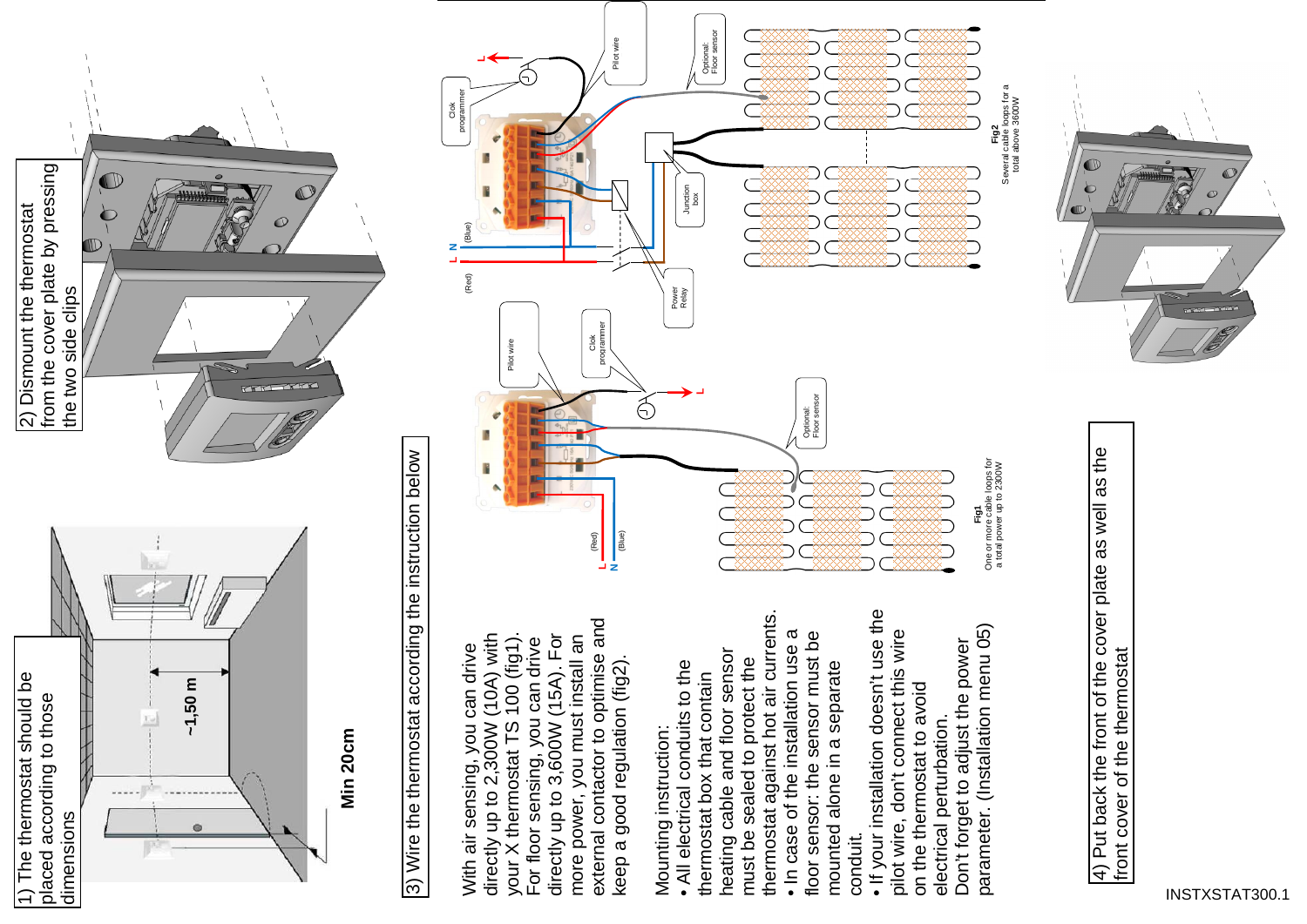## 1) The thermostat should be placed according to those dimensions

~1,50 m

Min 20cm

## 2) Dismount the thermostat from the cover plate by pressing the two side clips

## 3) Wire the thermostat according the instruction below

With air sensing, you can drive directly up to 2,300W (10A) with your X thermostat TS 100 (fig1). For floor sensing, you can drive directly up to 3,600W (15A). For more power, you must install an external contactor to optimise and keep a good regulation (fig2).

Mounting instruction:

- All electrical conduits to the thermostat box that contain heating cable and floor sensor must be sealed to protect the thermostat against hot air currents.
- In case of the installation use a floor sensor: the sensor must be mounted alone in a separate conduit.
- If your installation doesn't use the pilot wire, don't connect this wire on the thermostat to avoid electrical perturbation.

Don't forget to adjust the power parameter. (Installation menu 05)

L (Red)
N (Blue)
Pilot wire
Clok programmer
Optional: Floor sensor

**Fig1**
One or more cable loops for a total power up to 2300W

L (Red)
N (Blue)
Clok programmer
Pilot wire
Optional: Floor sensor
Junction box
Power Relay

**Fig2**
Several cable loops for a total above 3600W

## 4) Put back the front of the cover plate as well as the front cover of the thermostat

INSTXSTAT300.1